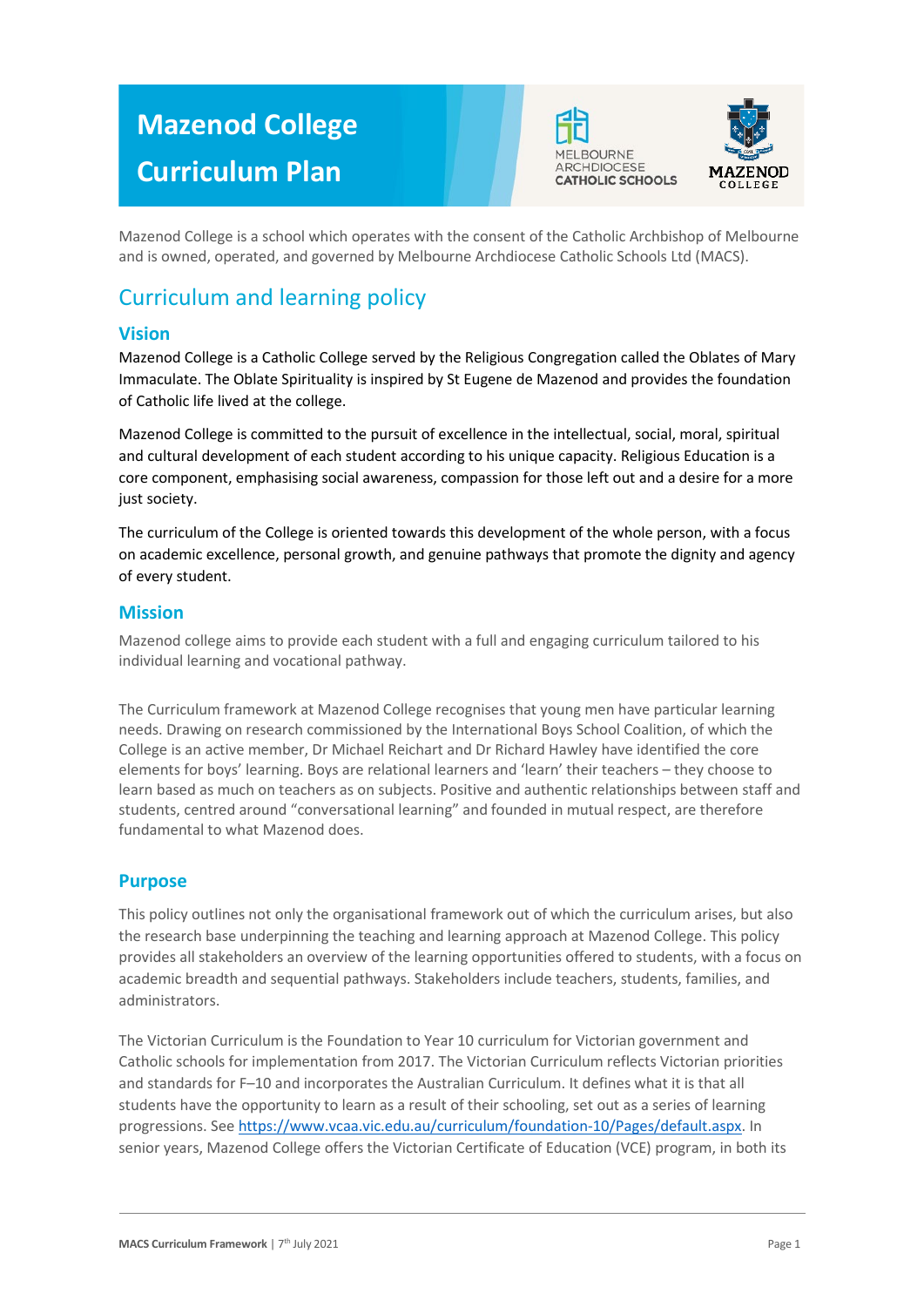# Mazenod College Curriculum Plan

Mazenod College is a school which operates with the consent of the Catholic Archbishop of Melbourne and is owned, operated, and governed by Melbourne Archdiocese Catholic Schools Ltd (MACS).

## Curriculum and learning policy

### Vision

Mazenod College is a Catholic College served by the Religious Congregation called the Oblates of Mary Immaculate. The Oblate Spirituality is inspired by St Eugene de Mazenod and provides the foundation of Catholic life lived at the college.

Mazenod College is committed to the pursuit of excellence in the intellectual, social, moral, spiritual and cultural development of each student according to his unique capacity. Religious Education is a core component, emphasising social awareness, compassion for those left out and a desire for a more just society.

The curriculum of the College is oriented towards this development of the whole person, with a focus on academic excellence, personal growth, and genuine pathways that promote the dignity and agency of every student.

### Mission

Mazenod college aims to provide each student with a full and engaging curriculum tailored to his individual learning and vocational pathway.

The Curriculum framework at Mazenod College recognises that young men have particular learning needs. Drawing on research commissioned by the International Boys School Coalition, of which the College is an active member, Dr Michael Reichart and Dr Richard Hawley have identified the core elements for boys' learning. Boys are relational learners and 'learn' their teachers – they choose to learn based as much on teachers as on subjects. Positive and authentic relationships between staff and students, centred around "conversational learning" and founded in mutual respect, are therefore fundamental to what Mazenod does.

### Purpose

This policy outlines not only the organisational framework out of which the curriculum arises, but also the research base underpinning the teaching and learning approach at Mazenod College. This policy provides all stakeholders an overview of the learning opportunities offered to students, with a focus on academic breadth and sequential pathways. Stakeholders include teachers, students, families, and administrators.

The Victorian Curriculum is the Foundation to Year 10 curriculum for Victorian government and Catholic schools for implementation from 2017. The Victorian Curriculum reflects Victorian priorities and standards for F–10 and incorporates the Australian Curriculum. It defines what it is that all students have the opportunity to learn as a result of their schooling, set out as a series of learning progressions. See https://www.vcaa.vic.edu.au/curriculum/foundation-10/Pages/default.aspx. In senior years, Mazenod College offers the Victorian Certificate of Education (VCE) program, in both its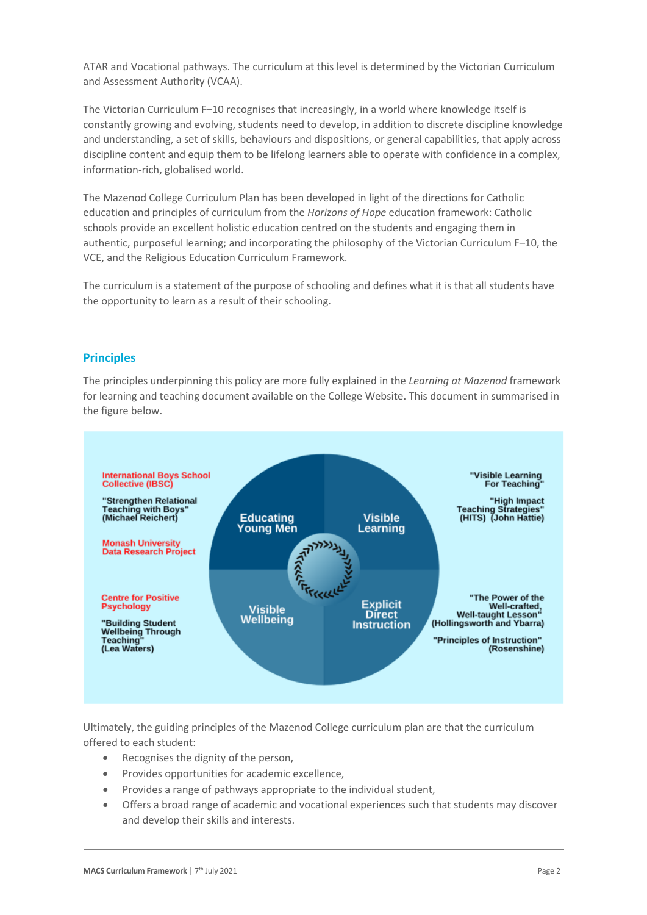ATAR and Vocational pathways. The curriculum at this level is determined by the Victorian Curriculum and Assessment Authority (VCAA).

The Victorian Curriculum F–10 recognises that increasingly, in a world where knowledge itself is constantly growing and evolving, students need to develop, in addition to discrete discipline knowledge and understanding, a set of skills, behaviours and dispositions, or general capabilities, that apply across discipline content and equip them to be lifelong learners able to operate with confidence in a complex, information-rich, globalised world.

The Mazenod College Curriculum Plan has been developed in light of the directions for Catholic education and principles of curriculum from the *Horizons of Hope* education framework: Catholic schools provide an excellent holistic education centred on the students and engaging them in authentic, purposeful learning; and incorporating the philosophy of the Victorian Curriculum F–10, the VCE, and the Religious Education Curriculum Framework.

The curriculum is a statement of the purpose of schooling and defines what it is that all students have the opportunity to learn as a result of their schooling.

## Principles

The principles underpinning this policy are more fully explained in the *Learning at Mazenod* framework for learning and teaching document available on the College Website. This document in summarised in the figure below.

International Boys School Collective (IBSC)

"Strengthen Relational Teaching with Boys" (Michael Reichert)

Monash University Data Research Project

Educating Young Men

Visible Learning

"Visible Learning For Teaching"

"High Impact Teaching Strategies" (HITS) (John Hattie)

Centre for Positive Psychology

"Building Student Wellbeing Through Teaching" (Lea Waters)

Visible Wellbeing

Explicit Direct Instruction

"The Power of the Well-crafted, Well-taught Lesson" (Hollingsworth and Ybarra)

"Principles of Instruction" (Rosenshine)

Ultimately, the guiding principles of the Mazenod College curriculum plan are that the curriculum offered to each student:

- Recognises the dignity of the person,
- Provides opportunities for academic excellence,
- Provides a range of pathways appropriate to the individual student,
- Offers a broad range of academic and vocational experiences such that students may discover and develop their skills and interests.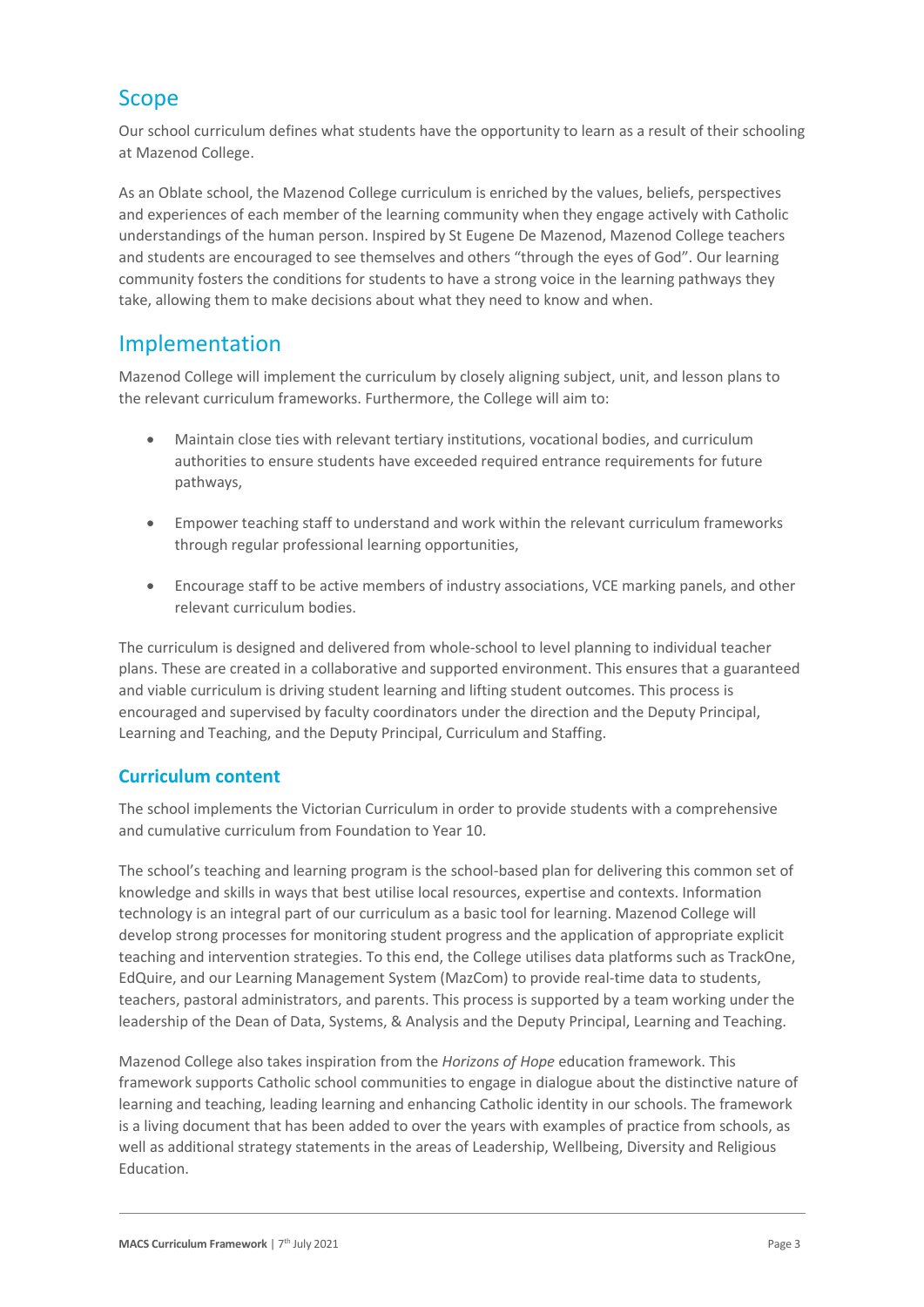## Scope

Our school curriculum defines what students have the opportunity to learn as a result of their schooling at Mazenod College.

As an Oblate school, the Mazenod College curriculum is enriched by the values, beliefs, perspectives and experiences of each member of the learning community when they engage actively with Catholic understandings of the human person. Inspired by St Eugene De Mazenod, Mazenod College teachers and students are encouraged to see themselves and others "through the eyes of God". Our learning community fosters the conditions for students to have a strong voice in the learning pathways they take, allowing them to make decisions about what they need to know and when.

## Implementation

Mazenod College will implement the curriculum by closely aligning subject, unit, and lesson plans to the relevant curriculum frameworks. Furthermore, the College will aim to:

- Maintain close ties with relevant tertiary institutions, vocational bodies, and curriculum authorities to ensure students have exceeded required entrance requirements for future pathways,
- Empower teaching staff to understand and work within the relevant curriculum frameworks through regular professional learning opportunities,
- Encourage staff to be active members of industry associations, VCE marking panels, and other relevant curriculum bodies.

The curriculum is designed and delivered from whole-school to level planning to individual teacher plans. These are created in a collaborative and supported environment. This ensures that a guaranteed and viable curriculum is driving student learning and lifting student outcomes. This process is encouraged and supervised by faculty coordinators under the direction and the Deputy Principal, Learning and Teaching, and the Deputy Principal, Curriculum and Staffing.

### Curriculum content

The school implements the Victorian Curriculum in order to provide students with a comprehensive and cumulative curriculum from Foundation to Year 10.

The school's teaching and learning program is the school-based plan for delivering this common set of knowledge and skills in ways that best utilise local resources, expertise and contexts. Information technology is an integral part of our curriculum as a basic tool for learning. Mazenod College will develop strong processes for monitoring student progress and the application of appropriate explicit teaching and intervention strategies. To this end, the College utilises data platforms such as TrackOne, EdQuire, and our Learning Management System (MazCom) to provide real-time data to students, teachers, pastoral administrators, and parents. This process is supported by a team working under the leadership of the Dean of Data, Systems, & Analysis and the Deputy Principal, Learning and Teaching.

Mazenod College also takes inspiration from the *Horizons of Hope* education framework. This framework supports Catholic school communities to engage in dialogue about the distinctive nature of learning and teaching, leading learning and enhancing Catholic identity in our schools. The framework is a living document that has been added to over the years with examples of practice from schools, as well as additional strategy statements in the areas of Leadership, Wellbeing, Diversity and Religious Education.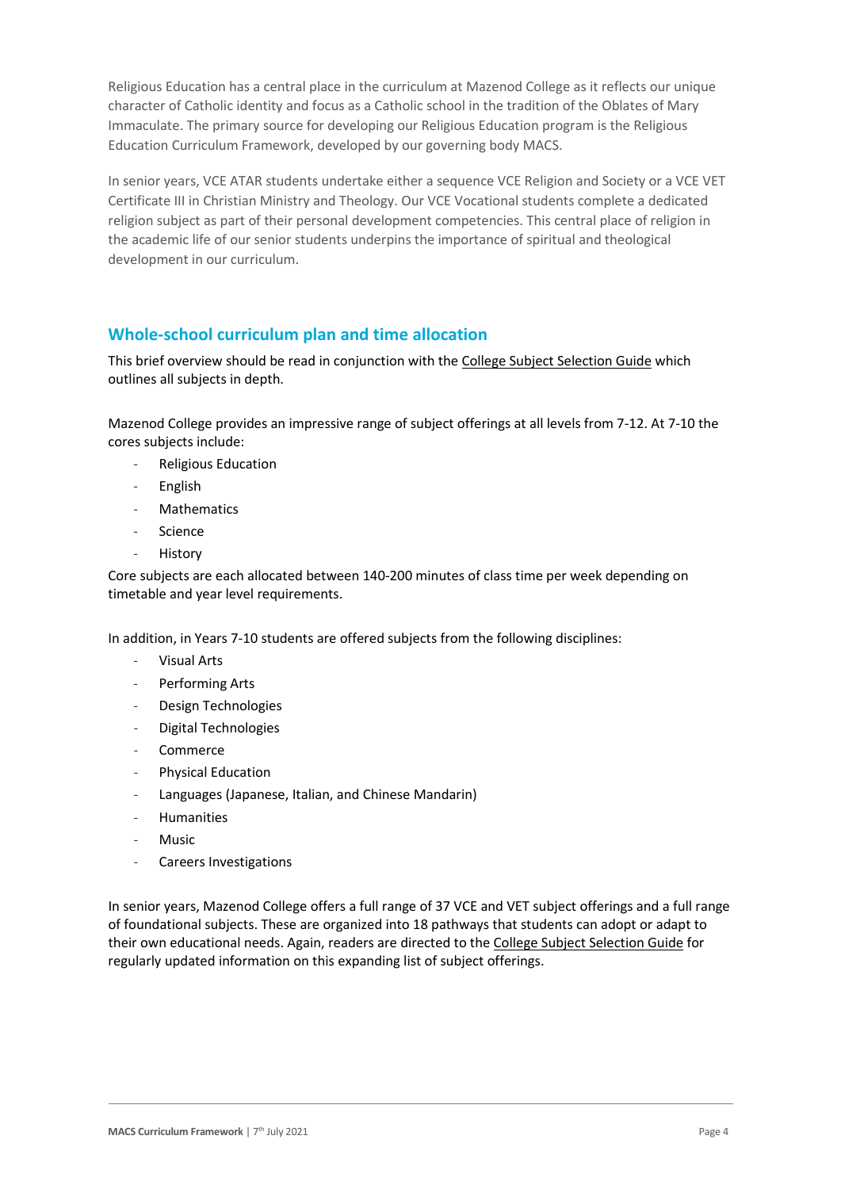Religious Education has a central place in the curriculum at Mazenod College as it reflects our unique character of Catholic identity and focus as a Catholic school in the tradition of the Oblates of Mary Immaculate. The primary source for developing our Religious Education program is the Religious Education Curriculum Framework, developed by our governing body MACS.

In senior years, VCE ATAR students undertake either a sequence VCE Religion and Society or a VCE VET Certificate III in Christian Ministry and Theology. Our VCE Vocational students complete a dedicated religion subject as part of their personal development competencies. This central place of religion in the academic life of our senior students underpins the importance of spiritual and theological development in our curriculum.

## Whole-school curriculum plan and time allocation

This brief overview should be read in conjunction with the College Subject Selection Guide which outlines all subjects in depth.

Mazenod College provides an impressive range of subject offerings at all levels from 7-12. At 7-10 the cores subjects include:

- Religious Education
- English
- Mathematics
- Science
- History

Core subjects are each allocated between 140-200 minutes of class time per week depending on timetable and year level requirements.

In addition, in Years 7-10 students are offered subjects from the following disciplines:

- Visual Arts
- Performing Arts
- Design Technologies
- Digital Technologies
- Commerce
- Physical Education
- Languages (Japanese, Italian, and Chinese Mandarin)
- Humanities
- Music
- Careers Investigations

In senior years, Mazenod College offers a full range of 37 VCE and VET subject offerings and a full range of foundational subjects. These are organized into 18 pathways that students can adopt or adapt to their own educational needs. Again, readers are directed to the College Subject Selection Guide for regularly updated information on this expanding list of subject offerings.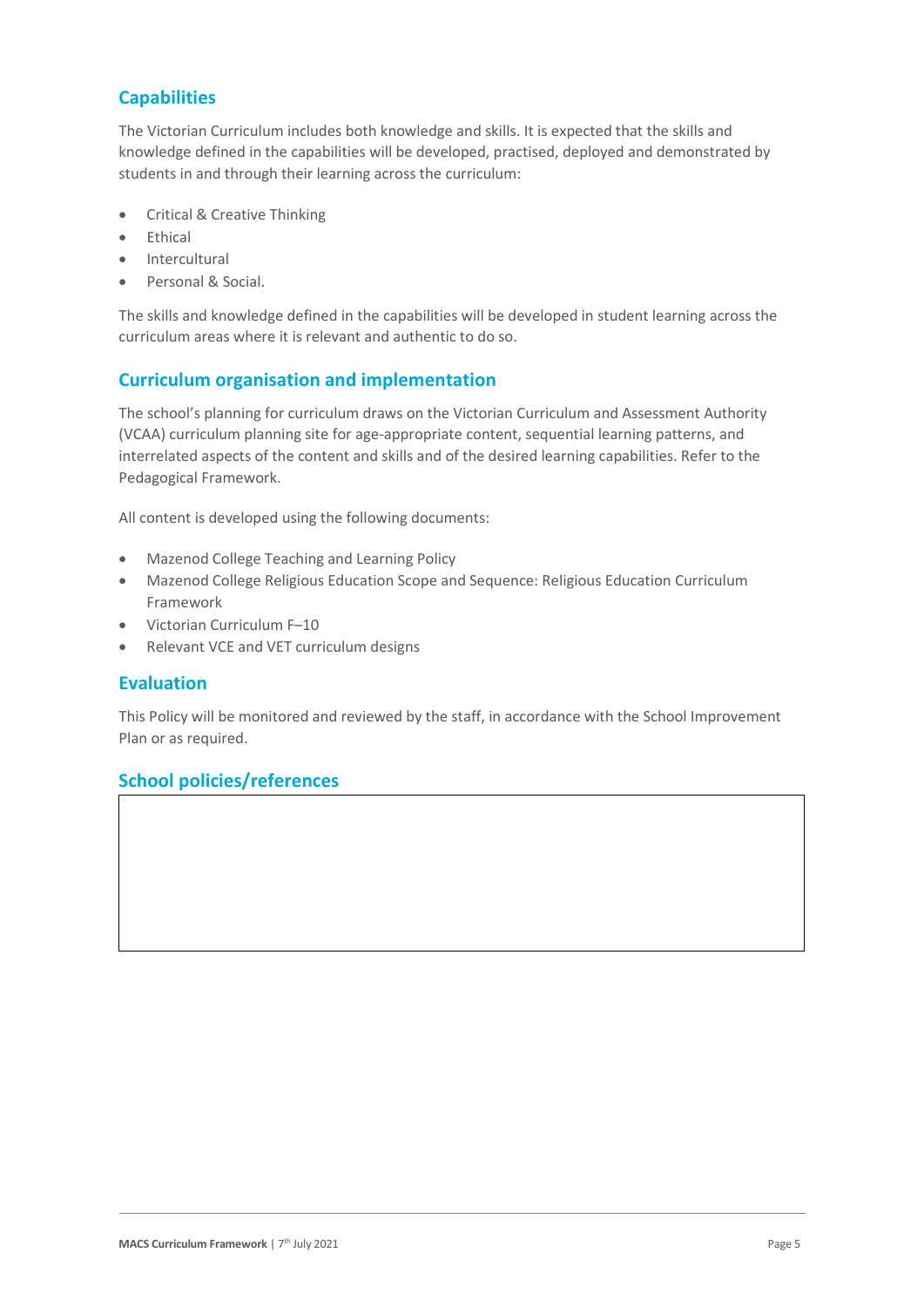## Capabilities

The Victorian Curriculum includes both knowledge and skills. It is expected that the skills and knowledge defined in the capabilities will be developed, practised, deployed and demonstrated by students in and through their learning across the curriculum:

- Critical & Creative Thinking
- Ethical
- Intercultural
- Personal & Social.

The skills and knowledge defined in the capabilities will be developed in student learning across the curriculum areas where it is relevant and authentic to do so.

## Curriculum organisation and implementation

The school's planning for curriculum draws on the Victorian Curriculum and Assessment Authority (VCAA) curriculum planning site for age-appropriate content, sequential learning patterns, and interrelated aspects of the content and skills and of the desired learning capabilities. Refer to the Pedagogical Framework.

All content is developed using the following documents:

- Mazenod College Teaching and Learning Policy
- Mazenod College Religious Education Scope and Sequence: Religious Education Curriculum Framework
- Victorian Curriculum F–10
- Relevant VCE and VET curriculum designs

## Evaluation

This Policy will be monitored and reviewed by the staff, in accordance with the School Improvement Plan or as required.

## School policies/references